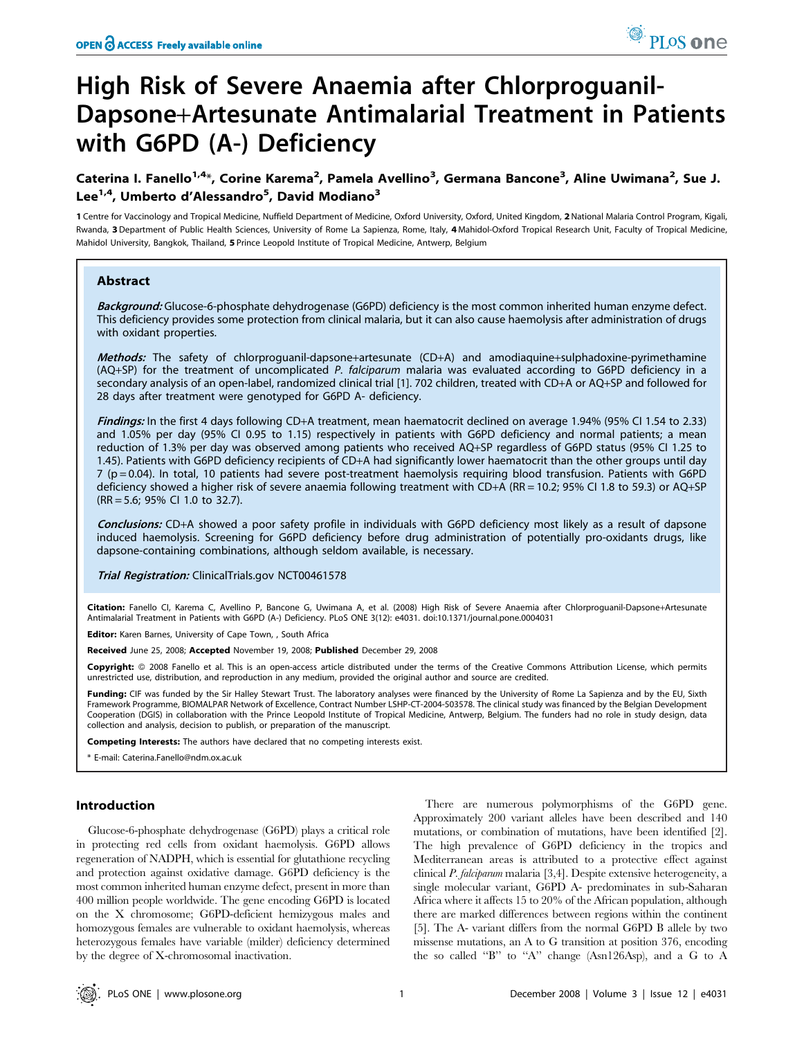# High Risk of Severe Anaemia after Chlorproguanil-Dapsone+Artesunate Antimalarial Treatment in Patients with G6PD (A-) Deficiency

Caterina I. Fanello[1,4]*, Corine Karema[2], Pamela Avellino[3], Germana Bancone[3], Aline Uwimana[2], Sue J. Lee[1,4], Umberto d'Alessandro[5], David Modiano[3]

1 Centre for Vaccinology and Tropical Medicine, Nuffield Department of Medicine, Oxford University, Oxford, United Kingdom, 2 National Malaria Control Program, Kigali, Rwanda, 3 Department of Public Health Sciences, University of Rome La Sapienza, Rome, Italy, 4 Mahidol-Oxford Tropical Research Unit, Faculty of Tropical Medicine, Mahidol University, Bangkok, Thailand, 5 Prince Leopold Institute of Tropical Medicine, Antwerp, Belgium

## Abstract

***Background:*** Glucose-6-phosphate dehydrogenase (G6PD) deficiency is the most common inherited human enzyme defect. This deficiency provides some protection from clinical malaria, but it can also cause haemolysis after administration of drugs with oxidant properties.

***Methods:*** The safety of chlorproguanil-dapsone+artesunate (CD+A) and amodiaquine+sulphadoxine-pyrimethamine (AQ+SP) for the treatment of uncomplicated *P. falciparum* malaria was evaluated according to G6PD deficiency in a secondary analysis of an open-label, randomized clinical trial [1]. 702 children, treated with CD+A or AQ+SP and followed for 28 days after treatment were genotyped for G6PD A- deficiency.

***Findings:*** In the first 4 days following CD+A treatment, mean haematocrit declined on average 1.94% (95% CI 1.54 to 2.33) and 1.05% per day (95% CI 0.95 to 1.15) respectively in patients with G6PD deficiency and normal patients; a mean reduction of 1.3% per day was observed among patients who received AQ+SP regardless of G6PD status (95% CI 1.25 to 1.45). Patients with G6PD deficiency recipients of CD+A had significantly lower haematocrit than the other groups until day 7 ($p = 0.04$). In total, 10 patients had severe post-treatment haemolysis requiring blood transfusion. Patients with G6PD deficiency showed a higher risk of severe anaemia following treatment with CD+A (RR = 10.2; 95% CI 1.8 to 59.3) or AQ+SP (RR = 5.6; 95% CI 1.0 to 32.7).

***Conclusions:*** CD+A showed a poor safety profile in individuals with G6PD deficiency most likely as a result of dapsone induced haemolysis. Screening for G6PD deficiency before drug administration of potentially pro-oxidants drugs, like dapsone-containing combinations, although seldom available, is necessary.

***Trial Registration:*** ClinicalTrials.gov NCT00461578

**Citation:** Fanello CI, Karema C, Avellino P, Bancone G, Uwimana A, et al. (2008) High Risk of Severe Anaemia after Chlorproguanil-Dapsone+Artesunate Antimalarial Treatment in Patients with G6PD (A-) Deficiency. PLoS ONE 3(12): e4031. doi:10.1371/journal.pone.0004031

**Editor:** Karen Barnes, University of Cape Town, , South Africa

**Received** June 25, 2008; **Accepted** November 19, 2008; **Published** December 29, 2008

**Copyright:** © 2008 Fanello et al. This is an open-access article distributed under the terms of the Creative Commons Attribution License, which permits unrestricted use, distribution, and reproduction in any medium, provided the original author and source are credited.

**Funding:** CIF was funded by the Sir Halley Stewart Trust. The laboratory analyses were financed by the University of Rome La Sapienza and by the EU, Sixth Framework Programme, BIOMALPAR Network of Excellence, Contract Number LSHP-CT-2004-503578. The clinical study was financed by the Belgian Development Cooperation (DGIS) in collaboration with the Prince Leopold Institute of Tropical Medicine, Antwerp, Belgium. The funders had no role in study design, data collection and analysis, decision to publish, or preparation of the manuscript.

**Competing Interests:** The authors have declared that no competing interests exist.

\* E-mail: Caterina.Fanello@ndm.ox.ac.uk

## Introduction

Glucose-6-phosphate dehydrogenase (G6PD) plays a critical role in protecting red cells from oxidant haemolysis. G6PD allows regeneration of NADPH, which is essential for glutathione recycling and protection against oxidative damage. G6PD deficiency is the most common inherited human enzyme defect, present in more than 400 million people worldwide. The gene encoding G6PD is located on the X chromosome; G6PD-deficient hemizygous males and homozygous females are vulnerable to oxidant haemolysis, whereas heterozygous females have variable (milder) deficiency determined by the degree of X-chromosomal inactivation.

There are numerous polymorphisms of the G6PD gene. Approximately 200 variant alleles have been described and 140 mutations, or combination of mutations, have been identified [2]. The high prevalence of G6PD deficiency in the tropics and Mediterranean areas is attributed to a protective effect against clinical *P. falciparum* malaria [3,4]. Despite extensive heterogeneity, a single molecular variant, G6PD A- predominates in sub-Saharan Africa where it affects 15 to 20% of the African population, although there are marked differences between regions within the continent [5]. The A- variant differs from the normal G6PD B allele by two missense mutations, an A to G transition at position 376, encoding the so called "B" to "A" change (Asn126Asp), and a G to A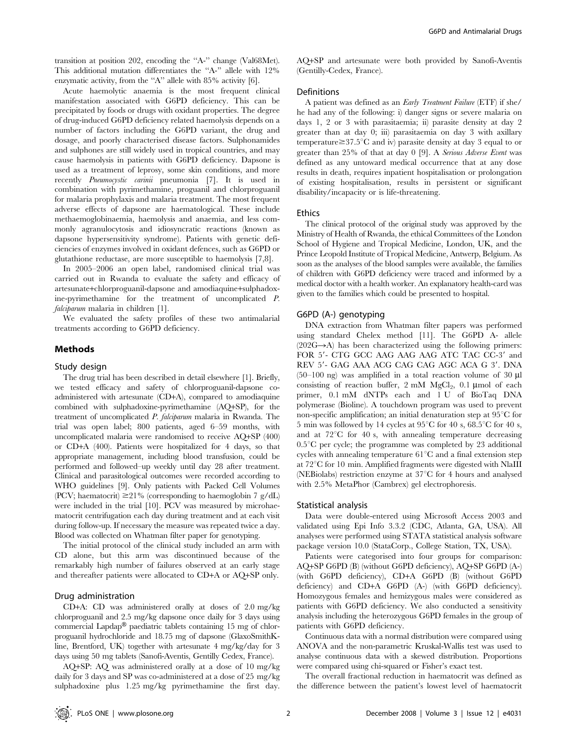transition at position 202, encoding the "A-" change (Val68Met). This additional mutation differentiates the "A-" allele with 12% enzymatic activity, from the "A" allele with 85% activity [6].

Acute haemolytic anaemia is the most frequent clinical manifestation associated with G6PD deficiency. This can be precipitated by foods or drugs with oxidant properties. The degree of drug-induced G6PD deficiency related haemolysis depends on a number of factors including the G6PD variant, the drug and dosage, and poorly characterised disease factors. Sulphonamides and sulphones are still widely used in tropical countries, and may cause haemolysis in patients with G6PD deficiency. Dapsone is used as a treatment of leprosy, some skin conditions, and more recently *Pneumocystic carinii* pneumonia [7]. It is used in combination with pyrimethamine, proguanil and chlorproguanil for malaria prophylaxis and malaria treatment. The most frequent adverse effects of dapsone are haematological. These include methaemoglobinaemia, haemolysis and anaemia, and less commonly agranulocytosis and idiosyncratic reactions (known as dapsone hypersensitivity syndrome). Patients with genetic deficiencies of enzymes involved in oxidant defences, such as G6PD or glutathione reductase, are more susceptible to haemolysis [7,8].

In 2005–2006 an open label, randomised clinical trial was carried out in Rwanda to evaluate the safety and efficacy of artesunate+chlorproguanil-dapsone and amodiaquine+sulphadoxine-pyrimethamine for the treatment of uncomplicated *P. falciparum* malaria in children [1].

We evaluated the safety profiles of these two antimalarial treatments according to G6PD deficiency.

## Methods

### Study design

The drug trial has been described in detail elsewhere [1]. Briefly, we tested efficacy and safety of chlorproguanil-dapsone co-administered with artesunate (CD+A), compared to amodiaquine combined with sulphadoxine-pyrimethamine (AQ+SP), for the treatment of uncomplicated *P. falciparum* malaria in Rwanda. The trial was open label; 800 patients, aged 6–59 months, with uncomplicated malaria were randomised to receive AQ+SP (400) or CD+A (400). Patients were hospitalized for 4 days, so that appropriate management, including blood transfusion, could be performed and followed–up weekly until day 28 after treatment. Clinical and parasitological outcomes were recorded according to WHO guidelines [9]. Only patients with Packed Cell Volumes (PCV; haematocrit) ≥21% (corresponding to haemoglobin 7 g/dL) were included in the trial [10]. PCV was measured by microhaematocrit centrifugation each day during treatment and at each visit during follow-up. If necessary the measure was repeated twice a day. Blood was collected on Whatman filter paper for genotyping.

The initial protocol of the clinical study included an arm with CD alone, but this arm was discontinued because of the remarkably high number of failures observed at an early stage and thereafter patients were allocated to CD+A or AQ+SP only.

### Drug administration

CD+A: CD was administered orally at doses of 2.0 mg/kg chlorproguanil and 2.5 mg/kg dapsone once daily for 3 days using commercial Lapdap® paediatric tablets containing 15 mg of chlorproguanil hydrochloride and 18.75 mg of dapsone (GlaxoSmithKline, Brentford, UK) together with artesunate 4 mg/kg/day for 3 days using 50 mg tablets (Sanofi-Aventis, Gentilly Cedex, France).

AQ+SP: AQ was administered orally at a dose of 10 mg/kg daily for 3 days and SP was co-administered at a dose of 25 mg/kg sulphadoxine plus 1.25 mg/kg pyrimethamine the first day. AQ+SP and artesunate were both provided by Sanofi-Aventis (Gentilly-Cedex, France).

### Definitions

A patient was defined as an *Early Treatment Failure* (ETF) if she/he had any of the following: i) danger signs or severe malaria on days 1, 2 or 3 with parasitaemia; ii) parasite density at day 2 greater than at day 0; iii) parasitaemia on day 3 with axillary temperature≥37.5°C and iv) parasite density at day 3 equal to or greater than 25% of that at day 0 [9]. A *Serious Adverse Event* was defined as any untoward medical occurrence that at any dose results in death, requires inpatient hospitalisation or prolongation of existing hospitalisation, results in persistent or significant disability/incapacity or is life-threatening.

### Ethics

The clinical protocol of the original study was approved by the Ministry of Health of Rwanda, the ethical Committees of the London School of Hygiene and Tropical Medicine, London, UK, and the Prince Leopold Institute of Tropical Medicine, Antwerp, Belgium. As soon as the analyses of the blood samples were available, the families of children with G6PD deficiency were traced and informed by a medical doctor with a health worker. An explanatory health-card was given to the families which could be presented to hospital.

### G6PD (A-) genotyping

DNA extraction from Whatman filter papers was performed using standard Chelex method [11]. The G6PD A- allele (202G→A) has been characterized using the following primers: FOR 5′- CTG GCC AAG AAG AAG ATC TAC CC-3′ and REV 5′- GAG AAA ACG CAG CAG AGC ACA G 3′. DNA (50–100 ng) was amplified in a total reaction volume of 30 µl consisting of reaction buffer, 2 mM $MgCl_2$, 0.1 µmol of each primer, 0.1 mM dNTPs each and 1 U of BioTaq DNA polymerase (Bioline). A touchdown program was used to prevent non-specific amplification; an initial denaturation step at 95°C for 5 min was followed by 14 cycles at 95°C for 40 s, 68.5°C for 40 s, and at 72°C for 40 s, with annealing temperature decreasing 0.5°C per cycle; the programme was completed by 23 additional cycles with annealing temperature 61°C and a final extension step at 72°C for 10 min. Amplified fragments were digested with NlaIII (NEBiolabs) restriction enzyme at 37°C for 4 hours and analysed with 2.5% MetaPhor (Cambrex) gel electrophoresis.

### Statistical analysis

Data were double-entered using Microsoft Access 2003 and validated using Epi Info 3.3.2 (CDC, Atlanta, GA, USA). All analyses were performed using STATA statistical analysis software package version 10.0 (StataCorp., College Station, TX, USA).

Patients were categorised into four groups for comparison: AQ+SP G6PD (B) (without G6PD deficiency), AQ+SP G6PD (A-) (with G6PD deficiency), CD+A G6PD (B) (without G6PD deficiency) and CD+A G6PD (A-) (with G6PD deficiency). Homozygous females and hemizygous males were considered as patients with G6PD deficiency. We also conducted a sensitivity analysis including the heterozygous G6PD females in the group of patients with G6PD deficiency.

Continuous data with a normal distribution were compared using ANOVA and the non-parametric Kruskal-Wallis test was used to analyse continuous data with a skewed distribution. Proportions were compared using chi-squared or Fisher's exact test.

The overall fractional reduction in haematocrit was defined as the difference between the patient's lowest level of haematocrit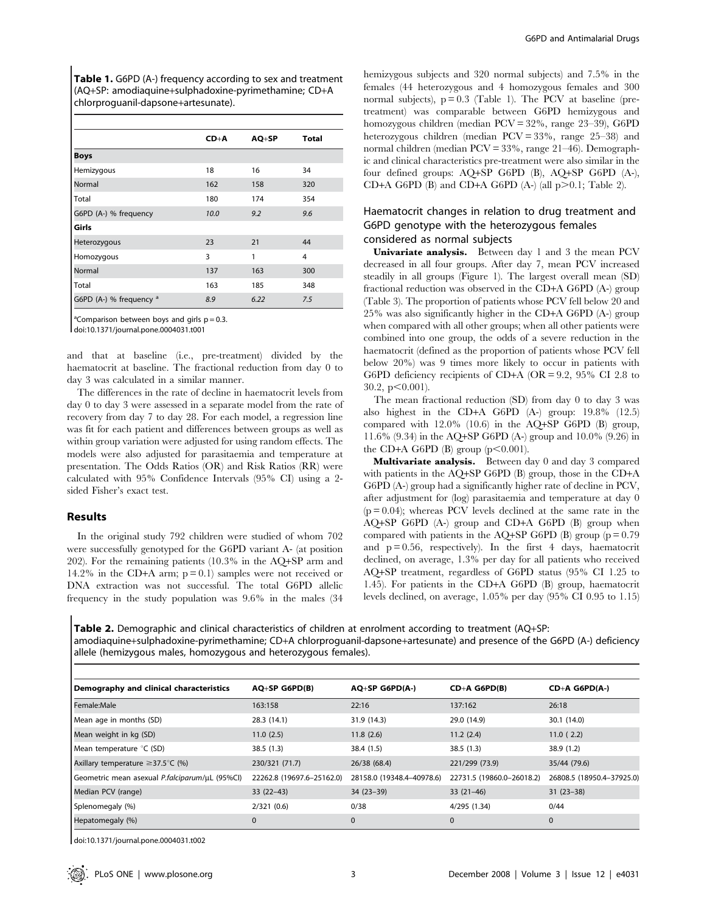**Table 1.** G6PD (A-) frequency according to sex and treatment (AQ+SP: amodiaquine+sulphadoxine-pyrimethamine; CD+A chlorproguanil-dapsone+artesunate).

| | CD+A | AQ+SP | Total |
|---|---|---|---|
| **Boys** | | | |
| Hemizygous | 18 | 16 | 34 |
| Normal | 162 | 158 | 320 |
| Total | 180 | 174 | 354 |
| G6PD (A-) % frequency | *10.0* | *9.2* | *9.6* |
| **Girls** | | | |
| Heterozygous | 23 | 21 | 44 |
| Homozygous | 3 | 1 | 4 |
| Normal | 137 | 163 | 300 |
| Total | 163 | 185 | 348 |
| G6PD (A-) % frequency [a] | *8.9* | *6.22* | *7.5* |

[a]Comparison between boys and girls p = 0.3.

doi:10.1371/journal.pone.0004031.t001

and that at baseline (i.e., pre-treatment) divided by the haematocrit at baseline. The fractional reduction from day 0 to day 3 was calculated in a similar manner.

The differences in the rate of decline in haematocrit levels from day 0 to day 3 were assessed in a separate model from the rate of recovery from day 7 to day 28. For each model, a regression line was fit for each patient and differences between groups as well as within group variation were adjusted for using random effects. The models were also adjusted for parasitaemia and temperature at presentation. The Odds Ratios (OR) and Risk Ratios (RR) were calculated with 95% Confidence Intervals (95% CI) using a 2-sided Fisher's exact test.

## Results

In the original study 792 children were studied of whom 702 were successfully genotyped for the G6PD variant A- (at position 202). For the remaining patients (10.3% in the AQ+SP arm and 14.2% in the CD+A arm; p = 0.1) samples were not received or DNA extraction was not successful. The total G6PD allelic frequency in the study population was 9.6% in the males (34 hemizygous subjects and 320 normal subjects) and 7.5% in the females (44 heterozygous and 4 homozygous females and 300 normal subjects), p = 0.3 (Table 1). The PCV at baseline (pre-treatment) was comparable between G6PD hemizygous and homozygous children (median PCV = 32%, range 23–39), G6PD heterozygous children (median PCV = 33%, range 25–38) and normal children (median PCV = 33%, range 21–46). Demographic and clinical characteristics pre-treatment were also similar in the four defined groups: AQ+SP G6PD (B), AQ+SP G6PD (A-), CD+A G6PD (B) and CD+A G6PD (A-) (all p>0.1; Table 2).

### Haematocrit changes in relation to drug treatment and G6PD genotype with the heterozygous females considered as normal subjects

**Univariate analysis.** Between day 1 and 3 the mean PCV decreased in all four groups. After day 7, mean PCV increased steadily in all groups (Figure 1). The largest overall mean (SD) fractional reduction was observed in the CD+A G6PD (A-) group (Table 3). The proportion of patients whose PCV fell below 20 and 25% was also significantly higher in the CD+A G6PD (A-) group when compared with all other groups; when all other patients were combined into one group, the odds of a severe reduction in the haematocrit (defined as the proportion of patients whose PCV fell below 20%) was 9 times more likely to occur in patients with G6PD deficiency recipients of CD+A (OR = 9.2, 95% CI 2.8 to 30.2, p<0.001).

The mean fractional reduction (SD) from day 0 to day 3 was also highest in the CD+A G6PD (A-) group: 19.8% (12.5) compared with 12.0% (10.6) in the AQ+SP G6PD (B) group, 11.6% (9.34) in the AQ+SP G6PD (A-) group and 10.0% (9.26) in the CD+A G6PD (B) group (p<0.001).

**Multivariate analysis.** Between day 0 and day 3 compared with patients in the AQ+SP G6PD (B) group, those in the CD+A G6PD (A-) group had a significantly higher rate of decline in PCV, after adjustment for (log) parasitaemia and temperature at day 0 (p = 0.04); whereas PCV levels declined at the same rate in the AQ+SP G6PD (A-) group and CD+A G6PD (B) group when compared with patients in the AQ+SP G6PD (B) group (p = 0.79 and p = 0.56, respectively). In the first 4 days, haematocrit declined, on average, 1.3% per day for all patients who received AQ+SP treatment, regardless of G6PD status (95% CI 1.25 to 1.45). For patients in the CD+A G6PD (B) group, haematocrit levels declined, on average, 1.05% per day (95% CI 0.95 to 1.15)

**Table 2.** Demographic and clinical characteristics of children at enrolment according to treatment (AQ+SP: amodiaquine+sulphadoxine-pyrimethamine; CD+A chlorproguanil-dapsone+artesunate) and presence of the G6PD (A-) deficiency allele (hemizygous males, homozygous and heterozygous females).

| Demography and clinical characteristics | AQ+SP G6PD(B) | AQ+SP G6PD(A-) | CD+A G6PD(B) | CD+A G6PD(A-) |
|---|---|---|---|---|
| Female:Male | 163:158 | 22:16 | 137:162 | 26:18 |
| Mean age in months (SD) | 28.3 (14.1) | 31.9 (14.3) | 29.0 (14.9) | 30.1 (14.0) |
| Mean weight in kg (SD) | 11.0 (2.5) | 11.8 (2.6) | 11.2 (2.4) | 11.0 ( 2.2) |
| Mean temperature °C (SD) | 38.5 (1.3) | 38.4 (1.5) | 38.5 (1.3) | 38.9 (1.2) |
| Axillary temperature ≥37.5°C (%) | 230/321 (71.7) | 26/38 (68.4) | 221/299 (73.9) | 35/44 (79.6) |
| Geometric mean asexual *P.falciparum*/µL (95%CI) | 22262.8 (19697.6–25162.0) | 28158.0 (19348.4–40978.6) | 22731.5 (19860.0–26018.2) | 26808.5 (18950.4–37925.0) |
| Median PCV (range) | 33 (22–43) | 34 (23–39) | 33 (21–46) | 31 (23–38) |
| Splenomegaly (%) | 2/321 (0.6) | 0/38 | 4/295 (1.34) | 0/44 |
| Hepatomegaly (%) | 0 | 0 | 0 | 0 |

doi:10.1371/journal.pone.0004031.t002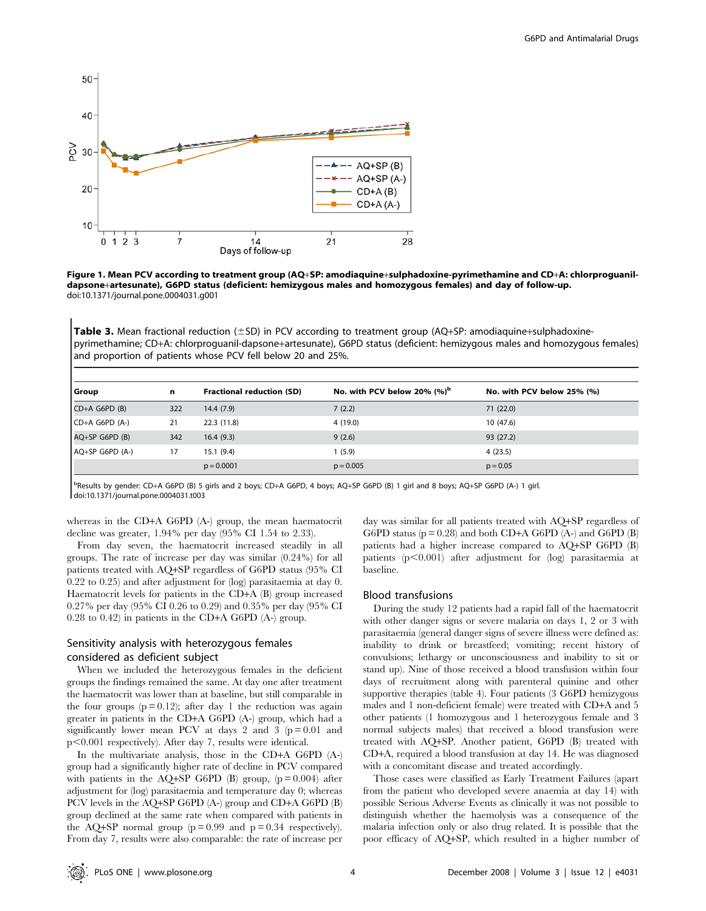**Figure 1. Mean PCV according to treatment group (AQ+SP: amodiaquine+sulphadoxine-pyrimethamine and CD+A: chlorproguanil-dapsone+artesunate), G6PD status (deficient: hemizygous males and homozygous females) and day of follow-up.**
doi:10.1371/journal.pone.0004031.g001

**Table 3.** Mean fractional reduction (±SD) in PCV according to treatment group (AQ+SP: amodiaquine+sulphadoxine-pyrimethamine; CD+A: chlorproguanil-dapsone+artesunate), G6PD status (deficient: hemizygous males and homozygous females) and proportion of patients whose PCV fell below 20 and 25%.

| Group | n | Fractional reduction (SD) | No. with PCV below 20% (%)[b] | No. with PCV below 25% (%) |
|---|---|---|---|---|
| CD+A G6PD (B) | 322 | 14.4 (7.9) | 7 (2.2) | 71 (22.0) |
| CD+A G6PD (A-) | 21 | 22.3 (11.8) | 4 (19.0) | 10 (47.6) |
| AQ+SP G6PD (B) | 342 | 16.4 (9.3) | 9 (2.6) | 93 (27.2) |
| AQ+SP G6PD (A-) | 17 | 15.1 (9.4) | 1 (5.9) | 4 (23.5) |
| | | p = 0.0001 | p = 0.005 | p = 0.05 |

[b]Results by gender: CD+A G6PD (B) 5 girls and 2 boys; CD+A G6PD, 4 boys; AQ+SP G6PD (B) 1 girl and 8 boys; AQ+SP G6PD (A-) 1 girl.
doi:10.1371/journal.pone.0004031.t003

whereas in the CD+A G6PD (A-) group, the mean haematocrit decline was greater, 1.94% per day (95% CI 1.54 to 2.33).

From day seven, the haematocrit increased steadily in all groups. The rate of increase per day was similar (0.24%) for all patients treated with AQ+SP regardless of G6PD status (95% CI 0.22 to 0.25) and after adjustment for (log) parasitaemia at day 0. Haematocrit levels for patients in the CD+A (B) group increased 0.27% per day (95% CI 0.26 to 0.29) and 0.35% per day (95% CI 0.28 to 0.42) in patients in the CD+A G6PD (A-) group.

### Sensitivity analysis with heterozygous females considered as deficient subject

When we included the heterozygous females in the deficient groups the findings remained the same. At day one after treatment the haematocrit was lower than at baseline, but still comparable in the four groups ($p = 0.12$); after day 1 the reduction was again greater in patients in the CD+A G6PD (A-) group, which had a significantly lower mean PCV at days 2 and 3 ($p = 0.01$ and $p < 0.001$ respectively). After day 7, results were identical.

In the multivariate analysis, those in the CD+A G6PD (A-) group had a significantly higher rate of decline in PCV compared with patients in the AQ+SP G6PD (B) group, ($p = 0.004$) after adjustment for (log) parasitaemia and temperature day 0; whereas PCV levels in the AQ+SP G6PD (A-) group and CD+A G6PD (B) group declined at the same rate when compared with patients in the AQ+SP normal group ($p = 0.99$ and $p = 0.34$ respectively). From day 7, results were also comparable: the rate of increase per day was similar for all patients treated with AQ+SP regardless of G6PD status ($p = 0.28$) and both CD+A G6PD (A-) and G6PD (B) patients had a higher increase compared to AQ+SP G6PD (B) patients ($p < 0.001$) after adjustment for (log) parasitaemia at baseline.

### Blood transfusions

During the study 12 patients had a rapid fall of the haematocrit with other danger signs or severe malaria on days 1, 2 or 3 with parasitaemia (general danger signs of severe illness were defined as: inability to drink or breastfeed; vomiting; recent history of convulsions; lethargy or unconsciousness and inability to sit or stand up). Nine of those received a blood transfusion within four days of recruitment along with parenteral quinine and other supportive therapies (table 4). Four patients (3 G6PD hemizygous males and 1 non-deficient female) were treated with CD+A and 5 other patients (1 homozygous and 1 heterozygous female and 3 normal subjects males) that received a blood transfusion were treated with AQ+SP. Another patient, G6PD (B) treated with CD+A, required a blood transfusion at day 14. He was diagnosed with a concomitant disease and treated accordingly.

Those cases were classified as Early Treatment Failures (apart from the patient who developed severe anaemia at day 14) with possible Serious Adverse Events as clinically it was not possible to distinguish whether the haemolysis was a consequence of the malaria infection only or also drug related. It is possible that the poor efficacy of AQ+SP, which resulted in a higher number of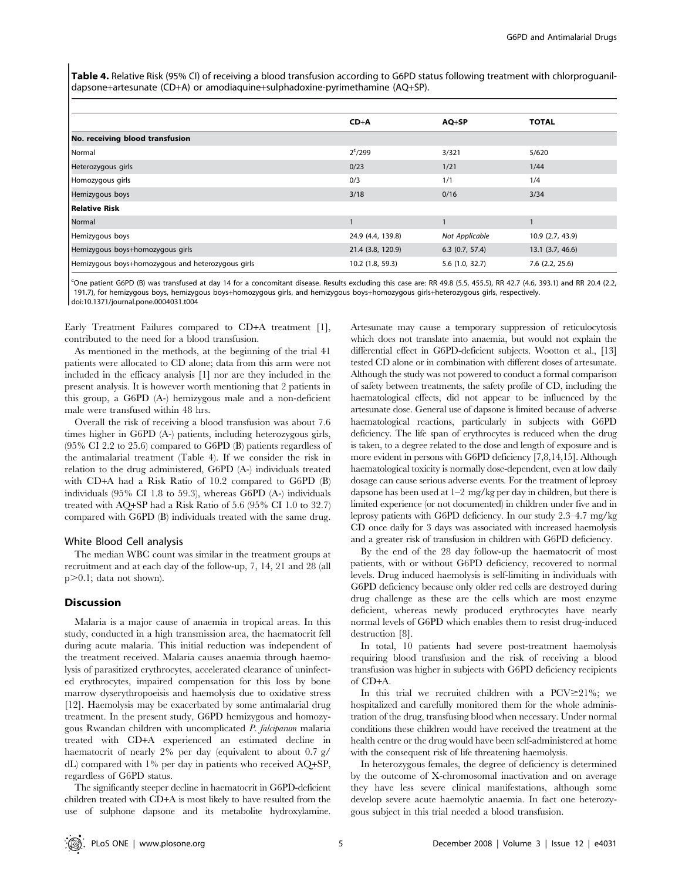**Table 4.** Relative Risk (95% CI) of receiving a blood transfusion according to G6PD status following treatment with chlorproguanil-dapsone+artesunate (CD+A) or amodiaquine+sulphadoxine-pyrimethamine (AQ+SP).

| | CD+A | AQ+SP | TOTAL |
|---|---|---|---|
| **No. receiving blood transfusion** | | | |
| Normal | 2[c]/299 | 3/321 | 5/620 |
| Heterozygous girls | 0/23 | 1/21 | 1/44 |
| Homozygous girls | 0/3 | 1/1 | 1/4 |
| Hemizygous boys | 3/18 | 0/16 | 3/34 |
| **Relative Risk** | | | |
| Normal | 1 | 1 | 1 |
| Hemizygous boys | 24.9 (4.4, 139.8) | *Not Applicable* | 10.9 (2.7, 43.9) |
| Hemizygous boys+homozygous girls | 21.4 (3.8, 120.9) | 6.3 (0.7, 57.4) | 13.1 (3.7, 46.6) |
| Hemizygous boys+homozygous and heterozygous girls | 10.2 (1.8, 59.3) | 5.6 (1.0, 32.7) | 7.6 (2.2, 25.6) |

[c]One patient G6PD (B) was transfused at day 14 for a concomitant disease. Results excluding this case are: RR 49.8 (5.5, 455.5), RR 42.7 (4.6, 393.1) and RR 20.4 (2.2, 191.7), for hemizygous boys, hemizygous boys+homozygous girls, and hemizygous boys+homozygous girls+heterozygous girls, respectively.
doi:10.1371/journal.pone.0004031.t004

Early Treatment Failures compared to CD+A treatment [1], contributed to the need for a blood transfusion.

As mentioned in the methods, at the beginning of the trial 41 patients were allocated to CD alone; data from this arm were not included in the efficacy analysis [1] nor are they included in the present analysis. It is however worth mentioning that 2 patients in this group, a G6PD (A-) hemizygous male and a non-deficient male were transfused within 48 hrs.

Overall the risk of receiving a blood transfusion was about 7.6 times higher in G6PD (A-) patients, including heterozygous girls, (95% CI 2.2 to 25.6) compared to G6PD (B) patients regardless of the antimalarial treatment (Table 4). If we consider the risk in relation to the drug administered, G6PD (A-) individuals treated with CD+A had a Risk Ratio of 10.2 compared to G6PD (B) individuals (95% CI 1.8 to 59.3), whereas G6PD (A-) individuals treated with AQ+SP had a Risk Ratio of 5.6 (95% CI 1.0 to 32.7) compared with G6PD (B) individuals treated with the same drug.

### White Blood Cell analysis

The median WBC count was similar in the treatment groups at recruitment and at each day of the follow-up, 7, 14, 21 and 28 (all $p>0.1$; data not shown).

## Discussion

Malaria is a major cause of anaemia in tropical areas. In this study, conducted in a high transmission area, the haematocrit fell during acute malaria. This initial reduction was independent of the treatment received. Malaria causes anaemia through haemolysis of parasitized erythrocytes, accelerated clearance of uninfected erythrocytes, impaired compensation for this loss by bone marrow dyserythropoeisis and haemolysis due to oxidative stress [12]. Haemolysis may be exacerbated by some antimalarial drug treatment. In the present study, G6PD hemizygous and homozygous Rwandan children with uncomplicated *P. falciparum* malaria treated with CD+A experienced an estimated decline in haematocrit of nearly 2% per day (equivalent to about 0.7 g/dL) compared with 1% per day in patients who received AQ+SP, regardless of G6PD status.

The significantly steeper decline in haematocrit in G6PD-deficient children treated with CD+A is most likely to have resulted from the use of sulphone dapsone and its metabolite hydroxylamine. Artesunate may cause a temporary suppression of reticulocytosis which does not translate into anaemia, but would not explain the differential effect in G6PD-deficient subjects. Wootton et al., [13] tested CD alone or in combination with different doses of artesunate. Although the study was not powered to conduct a formal comparison of safety between treatments, the safety profile of CD, including the haematological effects, did not appear to be influenced by the artesunate dose. General use of dapsone is limited because of adverse haematological reactions, particularly in subjects with G6PD deficiency. The life span of erythrocytes is reduced when the drug is taken, to a degree related to the dose and length of exposure and is more evident in persons with G6PD deficiency [7,8,14,15]. Although haematological toxicity is normally dose-dependent, even at low daily dosage can cause serious adverse events. For the treatment of leprosy dapsone has been used at 1–2 mg/kg per day in children, but there is limited experience (or not documented) in children under five and in leprosy patients with G6PD deficiency. In our study 2.3–4.7 mg/kg CD once daily for 3 days was associated with increased haemolysis and a greater risk of transfusion in children with G6PD deficiency.

By the end of the 28 day follow-up the haematocrit of most patients, with or without G6PD deficiency, recovered to normal levels. Drug induced haemolysis is self-limiting in individuals with G6PD deficiency because only older red cells are destroyed during drug challenge as these are the cells which are most enzyme deficient, whereas newly produced erythrocytes have nearly normal levels of G6PD which enables them to resist drug-induced destruction [8].

In total, 10 patients had severe post-treatment haemolysis requiring blood transfusion and the risk of receiving a blood transfusion was higher in subjects with G6PD deficiency recipients of CD+A.

In this trial we recruited children with a PCV≥21%; we hospitalized and carefully monitored them for the whole administration of the drug, transfusing blood when necessary. Under normal conditions these children would have received the treatment at the health centre or the drug would have been self-administered at home with the consequent risk of life threatening haemolysis.

In heterozygous females, the degree of deficiency is determined by the outcome of X-chromosomal inactivation and on average they have less severe clinical manifestations, although some develop severe acute haemolytic anaemia. In fact one heterozygous subject in this trial needed a blood transfusion.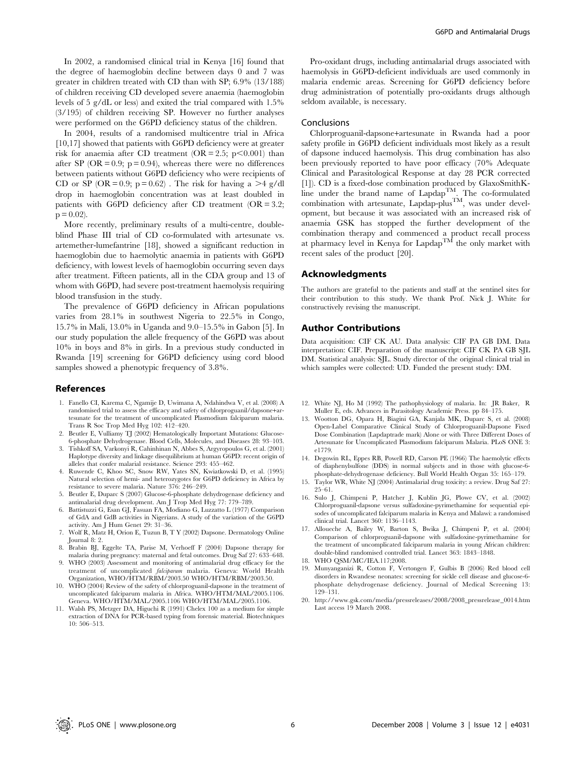In 2002, a randomised clinical trial in Kenya [16] found that the degree of haemoglobin decline between days 0 and 7 was greater in children treated with CD than with SP; 6.9% (13/188) of children receiving CD developed severe anaemia (haemoglobin levels of 5 g/dL or less) and exited the trial compared with 1.5% (3/195) of children receiving SP. However no further analyses were performed on the G6PD deficiency status of the children.

In 2004, results of a randomised multicentre trial in Africa [10,17] showed that patients with G6PD deficiency were at greater risk for anaemia after CD treatment (OR = 2.5; $p<0.001$) than after SP (OR = 0.9; p = 0.94), whereas there were no differences between patients without G6PD deficiency who were recipients of CD or SP (OR = 0.9; p = 0.62) . The risk for having a >4 g/dl drop in haemoglobin concentration was at least doubled in patients with G6PD deficiency after CD treatment (OR = 3.2; p = 0.02).

More recently, preliminary results of a multi-centre, double-blind Phase III trial of CD co-formulated with artesunate vs. artemether-lumefantrine [18], showed a significant reduction in haemoglobin due to haemolytic anaemia in patients with G6PD deficiency, with lowest levels of haemoglobin occurring seven days after treatment. Fifteen patients, all in the CDA group and 13 of whom with G6PD, had severe post-treatment haemolysis requiring blood transfusion in the study.

The prevalence of G6PD deficiency in African populations varies from 28.1% in southwest Nigeria to 22.5% in Congo, 15.7% in Mali, 13.0% in Uganda and 9.0–15.5% in Gabon [5]. In our study population the allele frequency of the G6PD was about 10% in boys and 8% in girls. In a previous study conducted in Rwanda [19] screening for G6PD deficiency using cord blood samples showed a phenotypic frequency of 3.8%.

Pro-oxidant drugs, including antimalarial drugs associated with haemolysis in G6PD-deficient individuals are used commonly in malaria endemic areas. Screening for G6PD deficiency before drug administration of potentially pro-oxidants drugs although seldom available, is necessary.

## Conclusions

Chlorproguanil-dapsone+artesunate in Rwanda had a poor safety profile in G6PD deficient individuals most likely as a result of dapsone induced haemolysis. This drug combination has also been previously reported to have poor efficacy (70% Adequate Clinical and Parasitological Response at day 28 PCR corrected [1]). CD is a fixed-dose combination produced by GlaxoSmithKline under the brand name of Lapdap™. The co-formulated combination with artesunate, Lapdap-plus™, was under development, but because it was associated with an increased risk of anaemia GSK has stopped the further development of the combination therapy and commenced a product recall process at pharmacy level in Kenya for Lapdap™ the only market with recent sales of the product [20].

## Acknowledgments

The authors are grateful to the patients and staff at the sentinel sites for their contribution to this study. We thank Prof. Nick J. White for constructively revising the manuscript.

## Author Contributions

Data acquisition: CIF CK AU. Data analysis: CIF PA GB DM. Data interpretation: CIF. Preparation of the manuscript: CIF CK PA GB SJL DM. Statistical analysis: SJL. Study director of the original clinical trial in which samples were collected: UD. Funded the present study: DM.

## References

1. Fanello CI, Karema C, Ngamije D, Uwimana A, Ndahindwa V, et al. (2008) A randomised trial to assess the efficacy and safety of chlorproguanil/dapsone+artesunate for the treatment of uncomplicated Plasmodium falciparum malaria. Trans R Soc Trop Med Hyg 102: 412–420.
2. Beutler E, Vulliamy TJ (2002) Hematologically Important Mutations: Glucose-6-phosphate Dehydrogenase. Blood Cells, Molecules, and Diseases 28: 93–103.
3. Tishkoff SA, Varkonyi R, Cahinhinan N, Abbes S, Argyropoulos G, et al. (2001) Haplotype diversity and linkage disequilibrium at human G6PD: recent origin of alleles that confer malarial resistance. Science 293: 455–462.
4. Ruwende C, Khoo SC, Snow RW, Yates SN, Kwiatkowski D, et al. (1995) Natural selection of hemi- and heterozygotes for G6PD deficiency in Africa by resistance to severe malaria. Nature 376: 246–249.
5. Beutler E, Duparc S (2007) Glucose-6-phosphate dehydrogenase deficiency and antimalarial drug development. Am J Trop Med Hyg 77: 779–789.
6. Battistuzzi G, Esan GJ, Fasuan FA, Modiano G, Luzzatto L (1977) Comparison of GdA and GdB activities in Nigerians. A study of the variation of the G6PD activity. Am J Hum Genet 29: 31–36.
7. Wolf R, Matz H, Orion E, Tuzun B, T Y (2002) Dapsone. Dermatology Online Journal 8: 2.
8. Brabin BJ, Eggelte TA, Parise M, Verhoeff F (2004) Dapsone therapy for malaria during pregnancy: maternal and fetal outcomes. Drug Saf 27: 633–648.
9. WHO (2003) Assessment and monitoring of antimalarial drug efficacy for the treatment of uncomplicated *falciparum* malaria. Geneva: World Health Organization, WHO/HTM/RBM/2003.50 WHO/HTM/RBM/2003.50.
10. WHO (2004) Review of the safety of chlorproguanil-dapsone in the treatment of uncomplicated falciparum malaria in Africa. WHO/HTM/MAL/2005.1106. Geneva. WHO/HTM/MAL/2005.1106 WHO/HTM/MAL/2005.1106.
11. Walsh PS, Metzger DA, Higuchi R (1991) Chelex 100 as a medium for simple extraction of DNA for PCR-based typing from forensic material. Biotechniques 10: 506–513.
12. White NJ, Ho M (1992) The pathophysiology of malaria. In: JR Baker, R Muller E, eds. Advances in Parasitology Academic Press. pp 84–175.
13. Wootton DG, Opara H, Biagini GA, Kanjala MK, Duparc S, et al. (2008) Open-Label Comparative Clinical Study of Chlorproguanil-Dapsone Fixed Dose Combination (Lapdaptrade mark) Alone or with Three Different Doses of Artesunate for Uncomplicated Plasmodium falciparum Malaria. PLoS ONE 3: e1779.
14. Degowin RL, Eppes RB, Powell RD, Carson PE (1966) The haemolytic effects of diaphenylsulfone (DDS) in normal subjects and in those with glucose-6-phosphate-dehydrogenase deficiency. Bull World Health Organ 35: 165–179.
15. Taylor WR, White NJ (2004) Antimalarial drug toxicity: a review. Drug Saf 27: 25–61.
16. Sulo J, Chimpeni P, Hatcher J, Kublin JG, Plowe CV, et al. (2002) Chlorproguanil-dapsone versus sulfadoxine-pyrimethamine for sequential episodes of uncomplicated falciparum malaria in Kenya and Malawi: a randomised clinical trial. Lancet 360: 1136–1143.
17. Alloueche A, Bailey W, Barton S, Bwika J, Chimpeni P, et al. (2004) Comparison of chlorproguanil-dapsone with sulfadoxine-pyrimethamine for the treatment of uncomplicated falciparum malaria in young African children: double-blind randomised controlled trial. Lancet 363: 1843–1848.
18. WHO QSM/MC/IEA.117;2008.
19. Munyanganizi R, Cotton F, Vertongen F, Gulbis B (2006) Red blood cell disorders in Rwandese neonates: screening for sickle cell disease and glucose-6-phosphate dehydrogenase deficiency. Journal of Medical Screening 13: 129–131.
20. http://www.gsk.com/media/pressreleases/2008/2008_pressrelease_0014.htm Last access 19 March 2008.